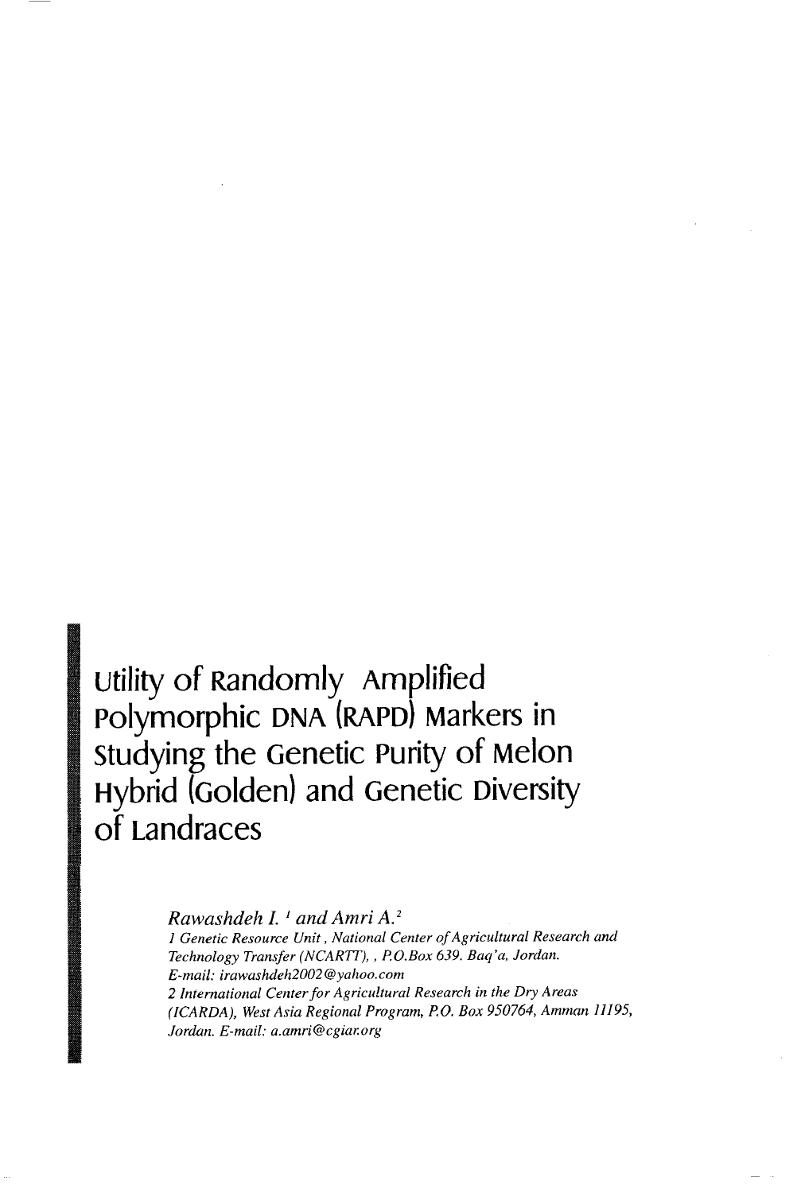# Utility of Randomly Amplified Polymorphic DNA (RAPD) Markers in Studying the Genetic Purity of Melon Hybrid (Golden) and Genetic Diversity of Landraces

*Rawashdeh I.* [1] *and Amri A.* [2]

*1 Genetic Resource Unit, National Center of Agricultural Research and Technology Transfer (NCARTT), , P.O.Box 639. Baq'a, Jordan.*
*E-mail: irawashdeh2002@yahoo.com*

*2 International Center for Agricultural Research in the Dry Areas (ICARDA), West Asia Regional Program, P.O. Box 950764, Amman 11195, Jordan. E-mail: a.amri@cgiar.org*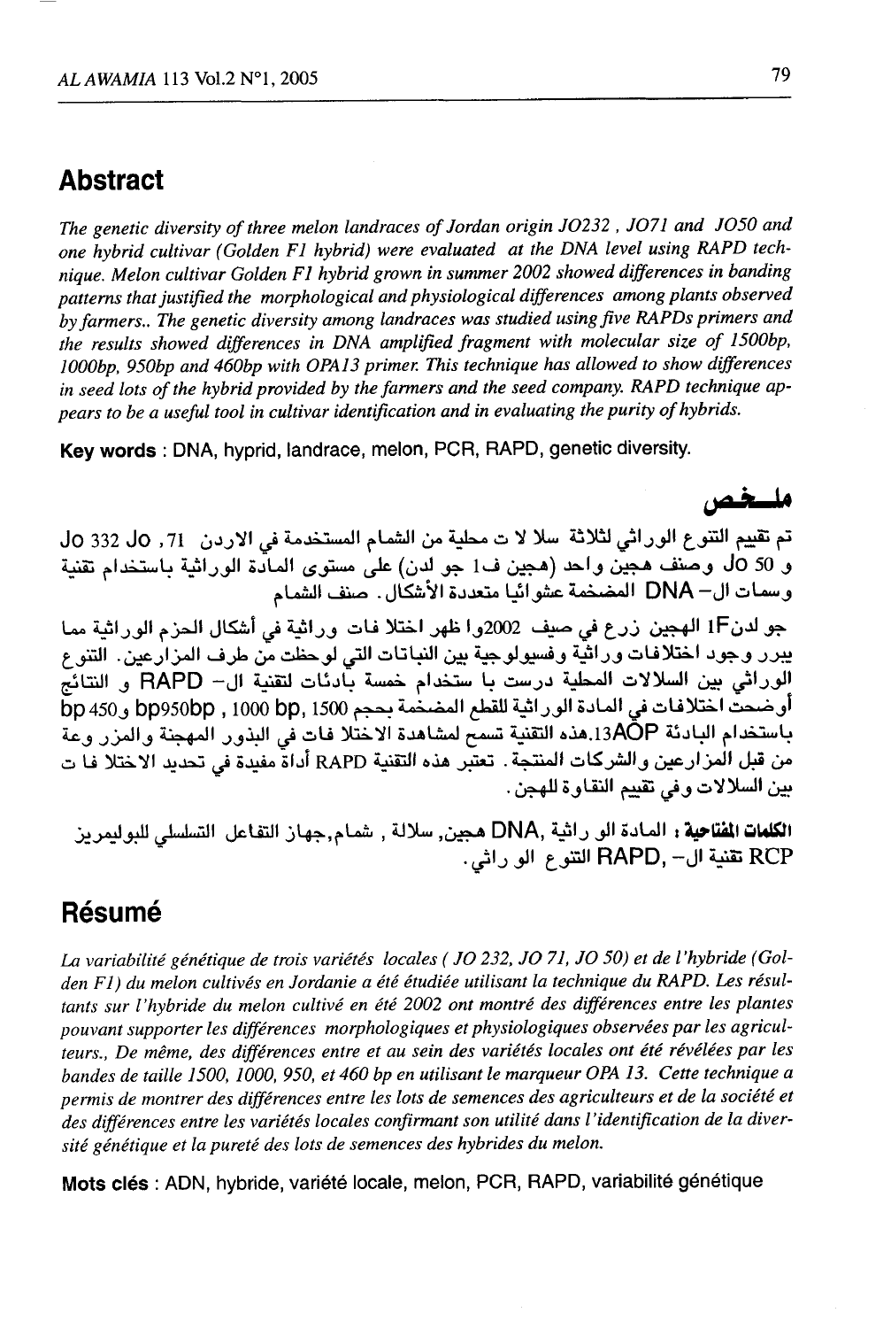## Abstract

*The genetic diversity of three melon landraces of Jordan origin JO232 , JO71 and JO50 and one hybrid cultivar (Golden F1 hybrid) were evaluated at the DNA level using RAPD technique. Melon cultivar Golden F1 hybrid grown in summer 2002 showed differences in banding patterns that justified the morphological and physiological differences among plants observed by farmers.. The genetic diversity among landraces was studied using five RAPDs primers and the results showed differences in DNA amplified fragment with molecular size of 1500bp, 1000bp, 950bp and 460bp with OPA13 primer. This technique has allowed to show differences in seed lots of the hybrid provided by the farmers and the seed company. RAPD technique appears to be a useful tool in cultivar identification and in evaluating the purity of hybrids.*

**Key words** : DNA, hyprid, landrace, melon, PCR, RAPD, genetic diversity.

## ملخص

تم تقييم التنوع الوراثي لثلاثة سلا لا ت محلية من الشمام المستخدمة في الاردن Jo 332 Jo ,71 و Jo 50 وصنف هجين واحد (هجين فـ1 جو لدن) على مستوى المادة الوراثية باستخدام تقنية وسمات الـ DNA المضخمة عشوائيا متعددة الأشكال . صنف الشمام

جو لدنF1 الهجين زرع في صيف 2002وا ظهر اختلا فات وراثية في أشكال الحزم الوراثية مما يبرر وجود اختلافات وراثية وفسيولوجية بين النباتات التي لوحظت من طرف المزارعين. التنوع الوراثي بين السلالات المحلية درست با ستخدام خمسة بادئات لتقنية الـ RAPD و النتائج أوضحت اختلافات في المادة الوراثية للقطع المضخمة بحجم 1500 ,bp 1000 ,bp950bp و450 bp باستخدام البادئة 13AOP.هذه التقنية تسمح لمشاهدة الاختلا فات في البذور المهجنة والمزروعة من قبل المزارعين والشركات المنتجة. تعتبر هذه التقنية RAPD أداة مفيدة في تحديد الاختلا فات بين السلالات وفي تقييم النقاوة للهجن.

**الكلمات المفتاحية :** المادة الو راثية, DNA هجين, سلالة , شمام,جهاز التفاعل التسلسلي للبوليمريز RCP تقنية الـ- ,RAPD التنوع الو راثي.

## Résumé

*La variabilité génétique de trois variétés locales ( JO 232, JO 71, JO 50) et de l'hybride (Golden F1) du melon cultivés en Jordanie a été étudiée utilisant la technique du RAPD. Les résultants sur l'hybride du melon cultivé en été 2002 ont montré des différences entre les plantes pouvant supporter les différences morphologiques et physiologiques observées par les agriculteurs., De même, des différences entre et au sein des variétés locales ont été révélées par les bandes de taille 1500, 1000, 950, et 460 bp en utilisant le marqueur OPA 13. Cette technique a permis de montrer des différences entre les lots de semences des agriculteurs et de la société et des différences entre les variétés locales confirmant son utilité dans l'identification de la diversité génétique et la pureté des lots de semences des hybrides du melon.*

**Mots clés** : ADN, hybride, variété locale, melon, PCR, RAPD, variabilité génétique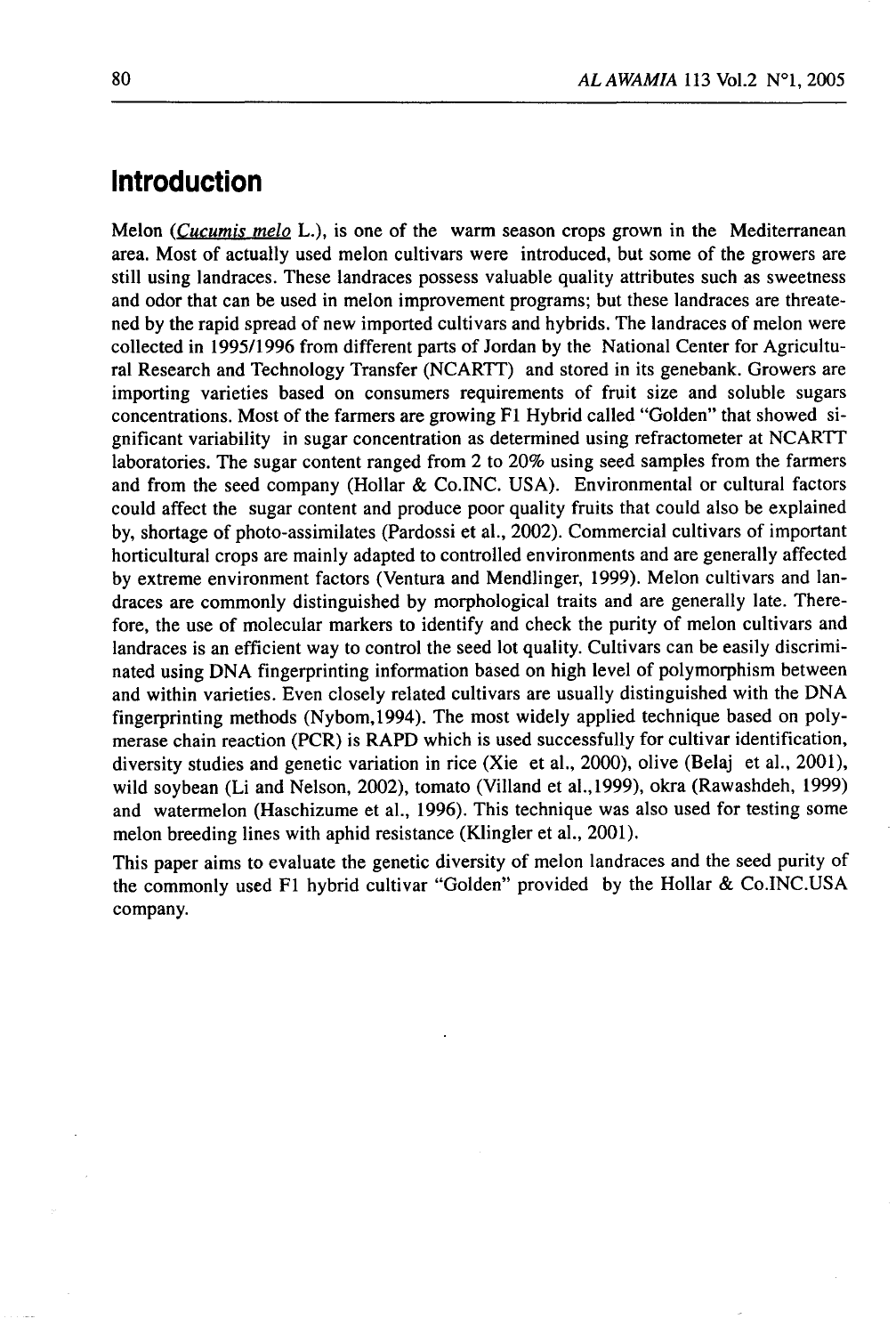# Introduction

Melon (*Cucumis melo* L.), is one of the warm season crops grown in the Mediterranean area. Most of actually used melon cultivars were introduced, but some of the growers are still using landraces. These landraces possess valuable quality attributes such as sweetness and odor that can be used in melon improvement programs; but these landraces are threatened by the rapid spread of new imported cultivars and hybrids. The landraces of melon were collected in 1995/1996 from different parts of Jordan by the National Center for Agricultural Research and Technology Transfer (NCARTT) and stored in its genebank. Growers are importing varieties based on consumers requirements of fruit size and soluble sugars concentrations. Most of the farmers are growing F1 Hybrid called "Golden" that showed significant variability in sugar concentration as determined using refractometer at NCARTT laboratories. The sugar content ranged from 2 to 20% using seed samples from the farmers and from the seed company (Hollar & Co.INC. USA). Environmental or cultural factors could affect the sugar content and produce poor quality fruits that could also be explained by, shortage of photo-assimilates (Pardossi et al., 2002). Commercial cultivars of important horticultural crops are mainly adapted to controlled environments and are generally affected by extreme environment factors (Ventura and Mendlinger, 1999). Melon cultivars and landraces are commonly distinguished by morphological traits and are generally late. Therefore, the use of molecular markers to identify and check the purity of melon cultivars and landraces is an efficient way to control the seed lot quality. Cultivars can be easily discriminated using DNA fingerprinting information based on high level of polymorphism between and within varieties. Even closely related cultivars are usually distinguished with the DNA fingerprinting methods (Nybom,1994). The most widely applied technique based on polymerase chain reaction (PCR) is RAPD which is used successfully for cultivar identification, diversity studies and genetic variation in rice (Xie et al., 2000), olive (Belaj et al., 2001), wild soybean (Li and Nelson, 2002), tomato (Villand et al.,1999), okra (Rawashdeh, 1999) and watermelon (Haschizume et al., 1996). This technique was also used for testing some melon breeding lines with aphid resistance (Klingler et al., 2001).

This paper aims to evaluate the genetic diversity of melon landraces and the seed purity of the commonly used F1 hybrid cultivar "Golden" provided by the Hollar & Co.INC.USA company.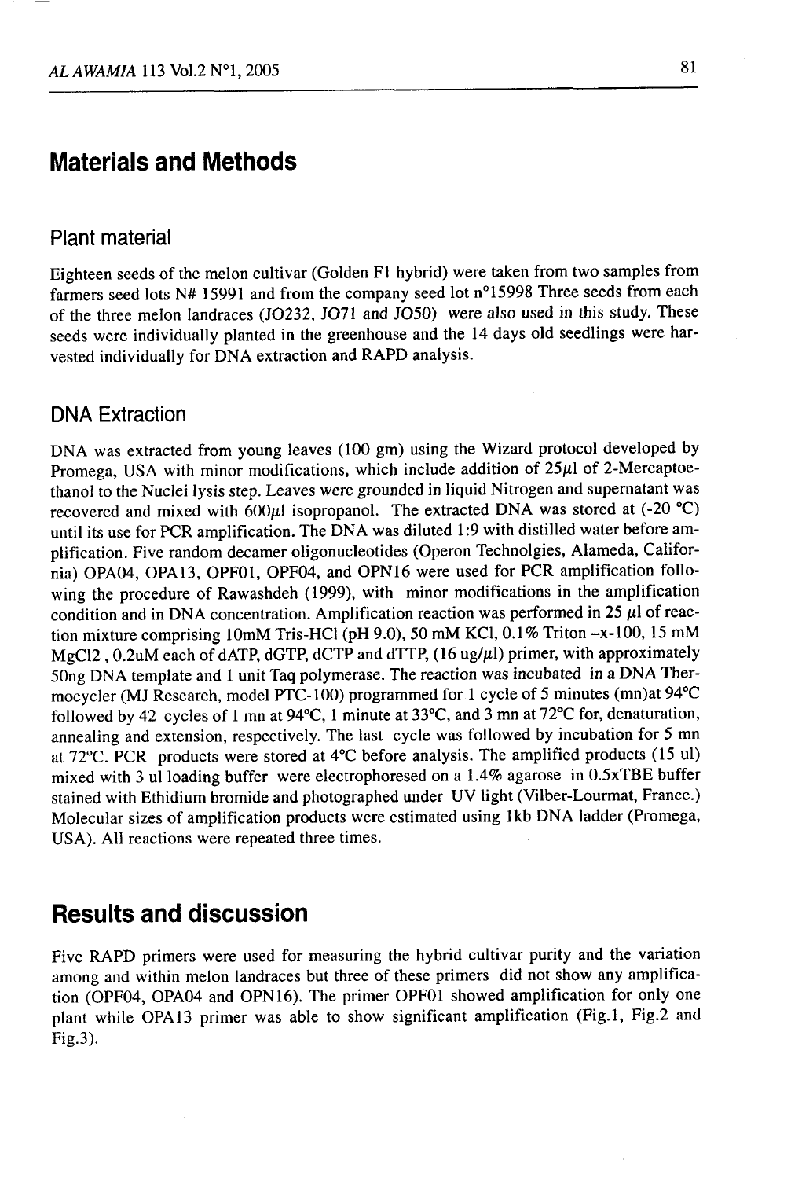# Materials and Methods

## Plant material

Eighteen seeds of the melon cultivar (Golden F1 hybrid) were taken from two samples from farmers seed lots N# 15991 and from the company seed lot n°15998 Three seeds from each of the three melon landraces (JO232, JO71 and JO50) were also used in this study. These seeds were individually planted in the greenhouse and the 14 days old seedlings were harvested individually for DNA extraction and RAPD analysis.

## DNA Extraction

DNA was extracted from young leaves (100 gm) using the Wizard protocol developed by Promega, USA with minor modifications, which include addition of 25μl of 2-Mercaptoethanol to the Nuclei lysis step. Leaves were grounded in liquid Nitrogen and supernatant was recovered and mixed with 600μl isopropanol. The extracted DNA was stored at (-20 °C) until its use for PCR amplification. The DNA was diluted 1:9 with distilled water before amplification. Five random decamer oligonucleotides (Operon Technolgies, Alameda, California) OPA04, OPA13, OPF01, OPF04, and OPN16 were used for PCR amplification following the procedure of Rawashdeh (1999), with minor modifications in the amplification condition and in DNA concentration. Amplification reaction was performed in 25 μl of reaction mixture comprising 10mM Tris-HCl (pH 9.0), 50 mM KCl, 0.1% Triton –x-100, 15 mM MgCl2 , 0.2uM each of dATP, dGTP, dCTP and dTTP, (16 ug/μl) primer, with approximately 50ng DNA template and 1 unit Taq polymerase. The reaction was incubated in a DNA Thermocycler (MJ Research, model PTC-100) programmed for 1 cycle of 5 minutes (mn)at 94°C followed by 42 cycles of 1 mn at 94°C, 1 minute at 33°C, and 3 mn at 72°C for, denaturation, annealing and extension, respectively. The last cycle was followed by incubation for 5 mn at 72°C. PCR products were stored at 4°C before analysis. The amplified products (15 ul) mixed with 3 ul loading buffer were electrophoresed on a 1.4% agarose in 0.5xTBE buffer stained with Ethidium bromide and photographed under UV light (Vilber-Lourmat, France.) Molecular sizes of amplification products were estimated using 1kb DNA ladder (Promega, USA). All reactions were repeated three times.

# Results and discussion

Five RAPD primers were used for measuring the hybrid cultivar purity and the variation among and within melon landraces but three of these primers did not show any amplification (OPF04, OPA04 and OPN16). The primer OPF01 showed amplification for only one plant while OPA13 primer was able to show significant amplification (Fig.1, Fig.2 and Fig.3).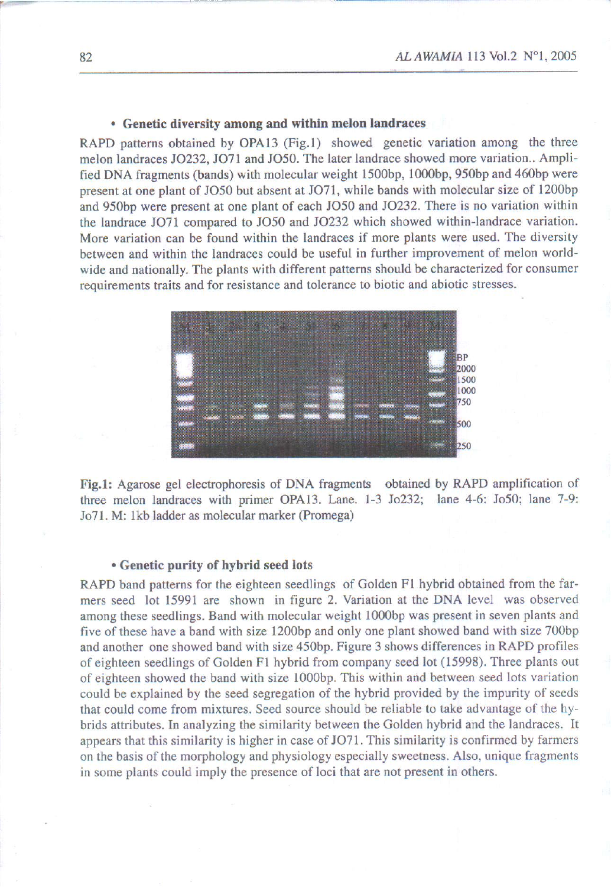### • Genetic diversity among and within melon landraces

RAPD patterns obtained by OPA13 (Fig.1) showed genetic variation among the three melon landraces JO232, JO71 and JO50. The later landrace showed more variation.. Amplified DNA fragments (bands) with molecular weight 1500bp, 1000bp, 950bp and 460bp were present at one plant of JO50 but absent at JO71, while bands with molecular size of 1200bp and 950bp were present at one plant of each JO50 and JO232. There is no variation within the landrace JO71 compared to JO50 and JO232 which showed within-landrace variation. More variation can be found within the landraces if more plants were used. The diversity between and within the landraces could be useful in further improvement of melon worldwide and nationally. The plants with different patterns should be characterized for consumer requirements traits and for resistance and tolerance to biotic and abiotic stresses.

**Fig.1:** Agarose gel electrophoresis of DNA fragments obtained by RAPD amplification of three melon landraces with primer OPA13. Lane. 1-3 Jo232; lane 4-6: Jo50; lane 7-9: Jo71. M: 1kb ladder as molecular marker (Promega)

### • Genetic purity of hybrid seed lots

RAPD band patterns for the eighteen seedlings of Golden F1 hybrid obtained from the farmers seed lot 15991 are shown in figure 2. Variation at the DNA level was observed among these seedlings. Band with molecular weight 1000bp was present in seven plants and five of these have a band with size 1200bp and only one plant showed band with size 700bp and another one showed band with size 450bp. Figure 3 shows differences in RAPD profiles of eighteen seedlings of Golden F1 hybrid from company seed lot (15998). Three plants out of eighteen showed the band with size 1000bp. This within and between seed lots variation could be explained by the seed segregation of the hybrid provided by the impurity of seeds that could come from mixtures. Seed source should be reliable to take advantage of the hybrids attributes. In analyzing the similarity between the Golden hybrid and the landraces. It appears that this similarity is higher in case of JO71. This similarity is confirmed by farmers on the basis of the morphology and physiology especially sweetness. Also, unique fragments in some plants could imply the presence of loci that are not present in others.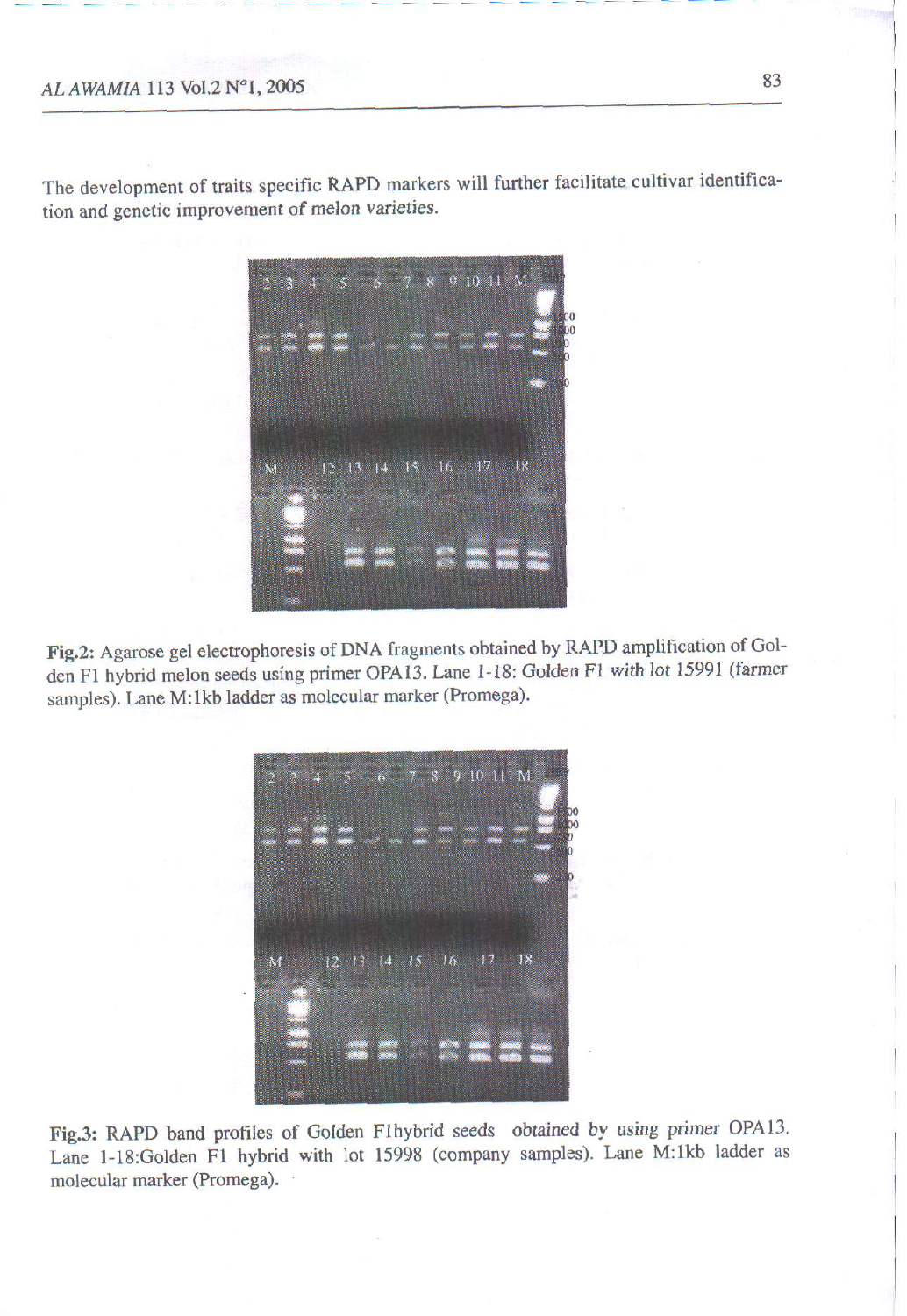The development of traits specific RAPD markers will further facilitate cultivar identification and genetic improvement of melon varieties.

**Fig.2:** Agarose gel electrophoresis of DNA fragments obtained by RAPD amplification of Golden F1 hybrid melon seeds using primer OPA13. Lane 1-18: Golden F1 with lot 15991 (farmer samples). Lane M:1kb ladder as molecular marker (Promega).

**Fig.3:** RAPD band profiles of Golden F1hybrid seeds obtained by using primer OPA13. Lane 1-18:Golden F1 hybrid with lot 15998 (company samples). Lane M:1kb ladder as molecular marker (Promega).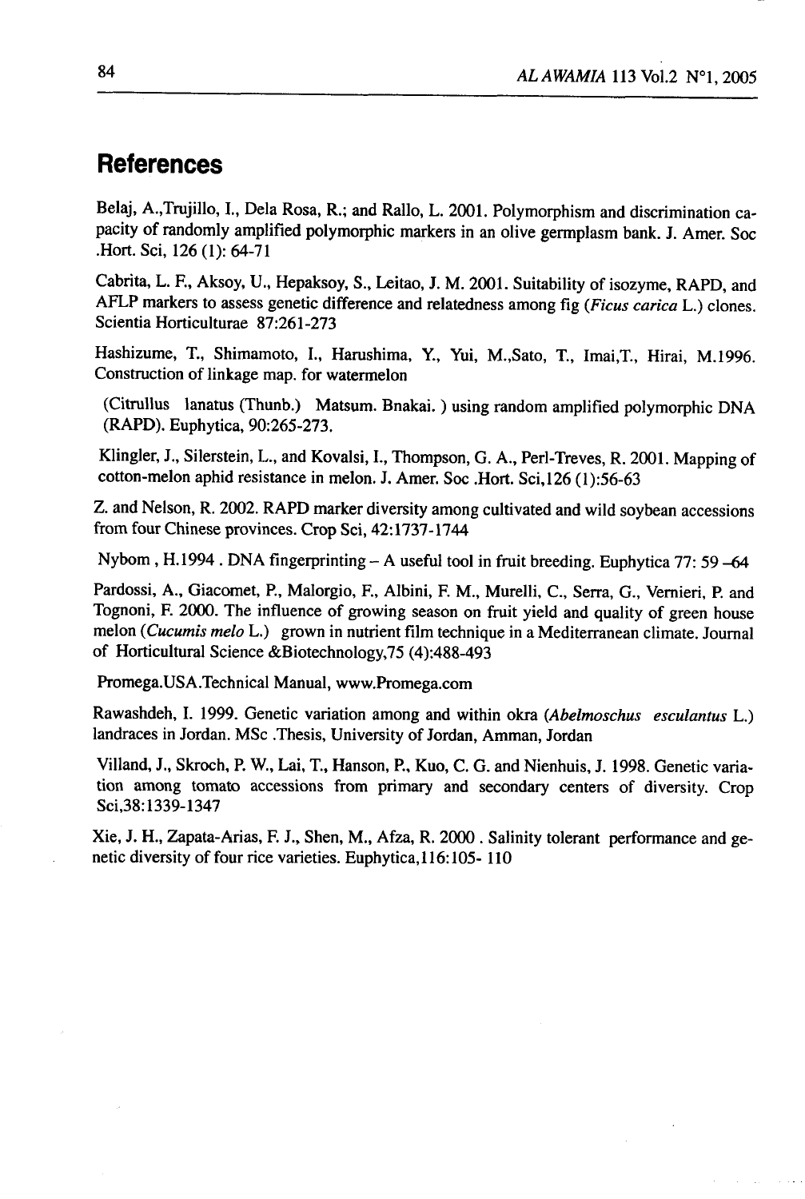# References

Belaj, A.,Trujillo, I., Dela Rosa, R.; and Rallo, L. 2001. Polymorphism and discrimination capacity of randomly amplified polymorphic markers in an olive germplasm bank. J. Amer. Soc .Hort. Sci, 126 (1): 64-71

Cabrita, L. F., Aksoy, U., Hepaksoy, S., Leitao, J. M. 2001. Suitability of isozyme, RAPD, and AFLP markers to assess genetic difference and relatedness among fig (*Ficus carica* L.) clones. Scientia Horticulturae 87:261-273

Hashizume, T., Shimamoto, I., Harushima, Y., Yui, M.,Sato, T., Imai,T., Hirai, M.1996. Construction of linkage map. for watermelon

(Citrullus lanatus (Thunb.) Matsum. Bnakai. ) using random amplified polymorphic DNA (RAPD). Euphytica, 90:265-273.

Klingler, J., Silerstein, L., and Kovalsi, I., Thompson, G. A., Perl-Treves, R. 2001. Mapping of cotton-melon aphid resistance in melon. J. Amer. Soc .Hort. Sci,126 (1):56-63

Z. and Nelson, R. 2002. RAPD marker diversity among cultivated and wild soybean accessions from four Chinese provinces. Crop Sci, 42:1737-1744

Nybom , H.1994 . DNA fingerprinting – A useful tool in fruit breeding. Euphytica 77: 59 –64

Pardossi, A., Giacomet, P., Malorgio, F., Albini, F. M., Murelli, C., Serra, G., Vernieri, P. and Tognoni, F. 2000. The influence of growing season on fruit yield and quality of green house melon (*Cucumis melo* L.) grown in nutrient film technique in a Mediterranean climate. Journal of Horticultural Science &Biotechnology,75 (4):488-493

Promega.USA.Technical Manual, www.Promega.com

Rawashdeh, I. 1999. Genetic variation among and within okra (*Abelmoschus esculantus* L.) landraces in Jordan. MSc .Thesis, University of Jordan, Amman, Jordan

Villand, J., Skroch, P. W., Lai, T., Hanson, P., Kuo, C. G. and Nienhuis, J. 1998. Genetic variation among tomato accessions from primary and secondary centers of diversity. Crop Sci,38:1339-1347

Xie, J. H., Zapata-Arias, F. J., Shen, M., Afza, R. 2000 . Salinity tolerant performance and genetic diversity of four rice varieties. Euphytica,116:105- 110